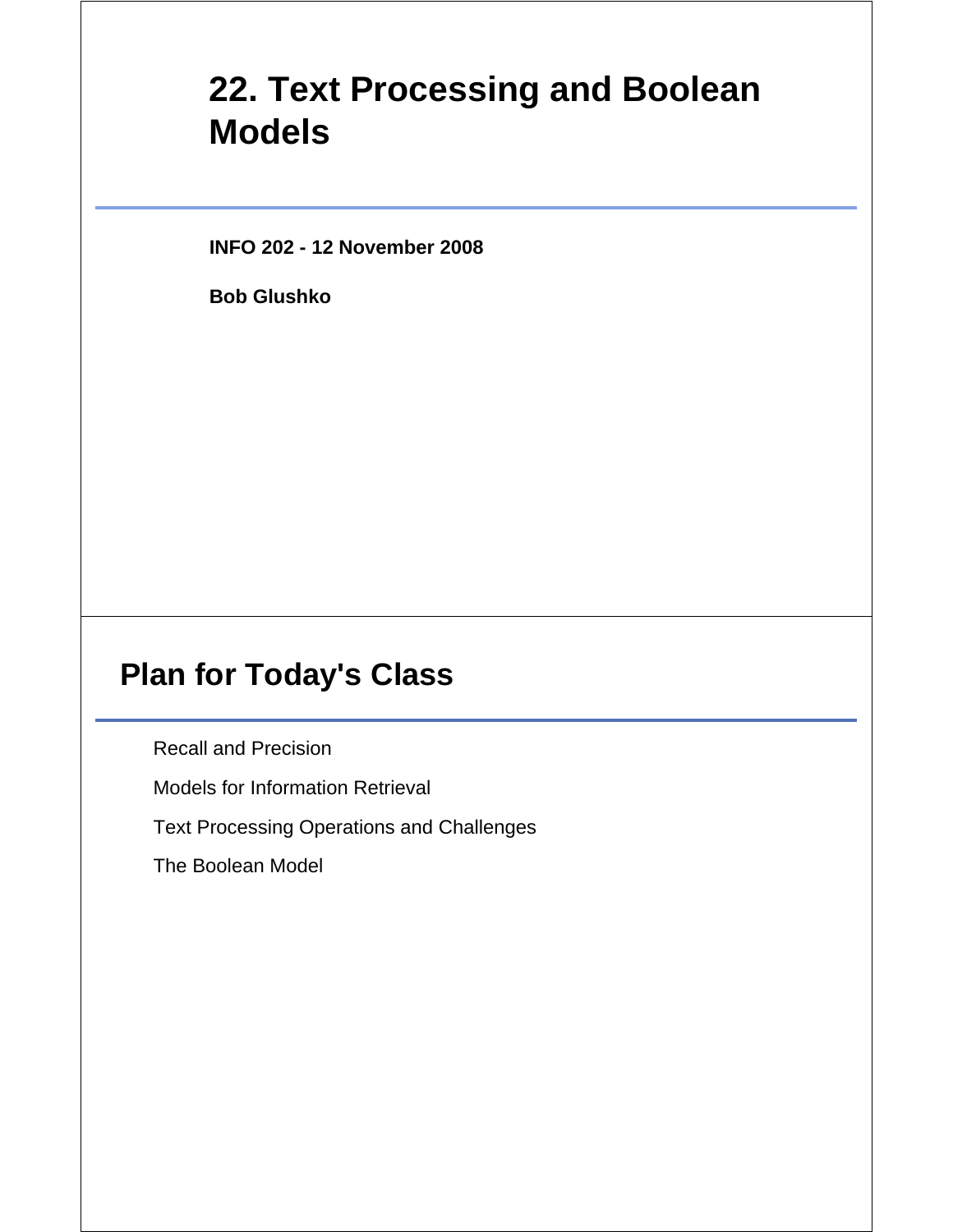# 22. Text Processing and Boolean Models

**INFO 202 - 12 November 2008**

**Bob Glushko**

## Plan for Today's Class

Recall and Precision

Models for Information Retrieval

Text Processing Operations and Challenges

The Boolean Model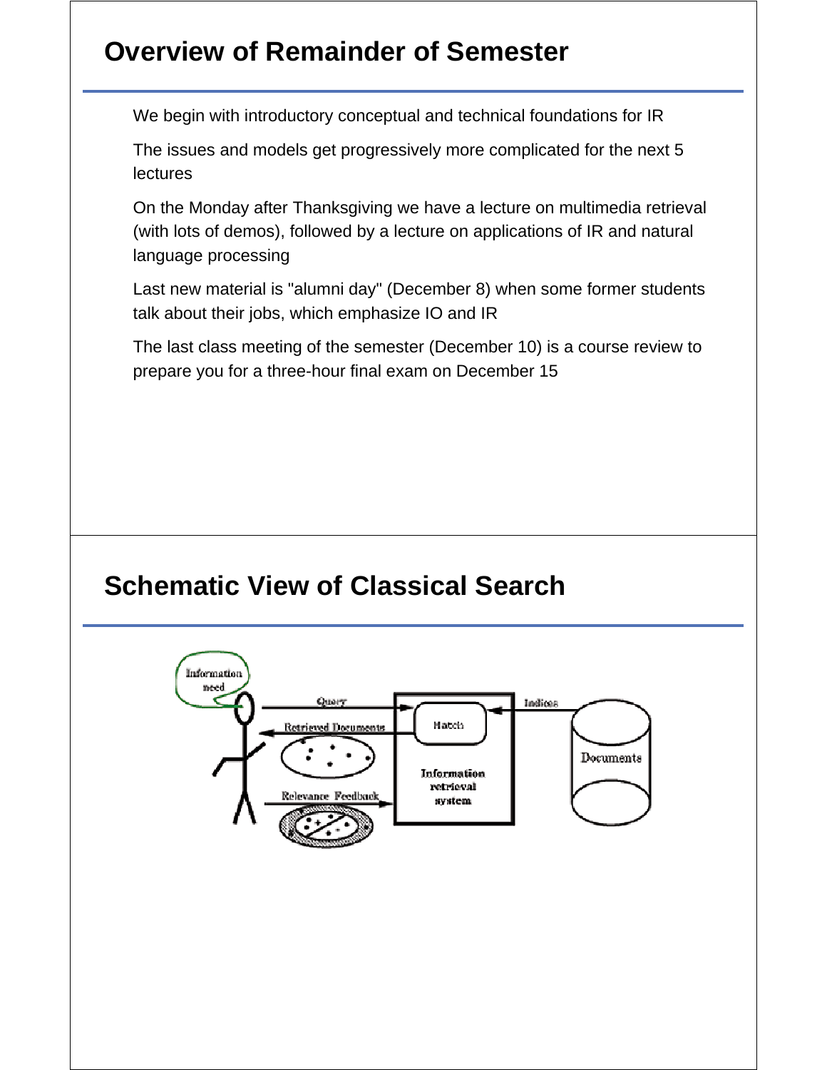## Overview of Remainder of Semester

We begin with introductory conceptual and technical foundations for IR

The issues and models get progressively more complicated for the next 5 lectures

On the Monday after Thanksgiving we have a lecture on multimedia retrieval (with lots of demos), followed by a lecture on applications of IR and natural language processing

Last new material is "alumni day" (December 8) when some former students talk about their jobs, which emphasize IO and IR

The last class meeting of the semester (December 10) is a course review to prepare you for a three-hour final exam on December 15

## Schematic View of Classical Search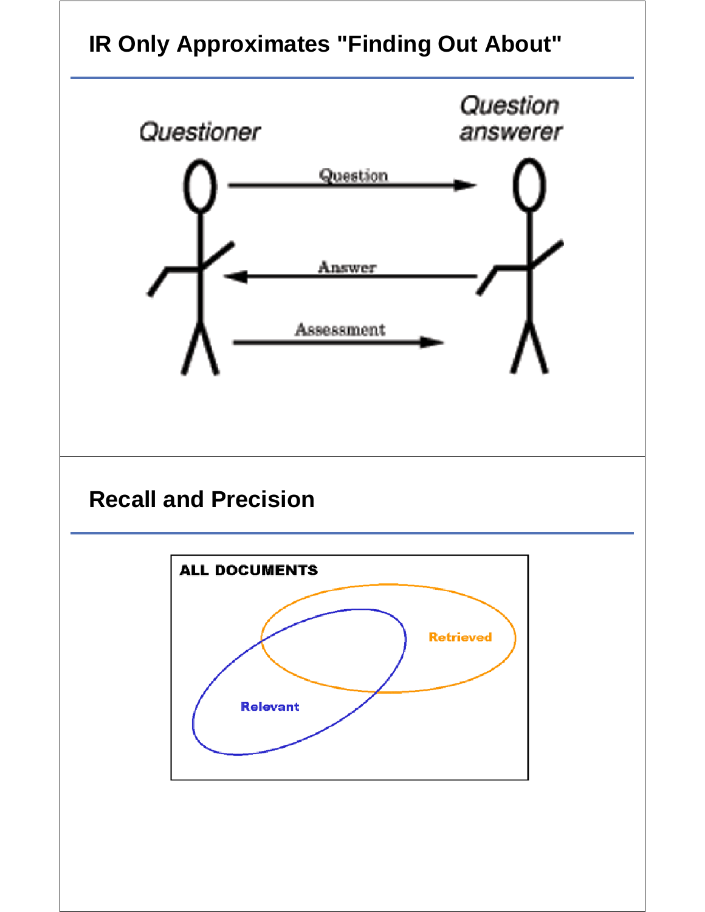## IR Only Approximates "Finding Out About"

Questioner

Question answerer

Question

Answer

Assessment

## Recall and Precision

ALL DOCUMENTS

Retrieved

Relevant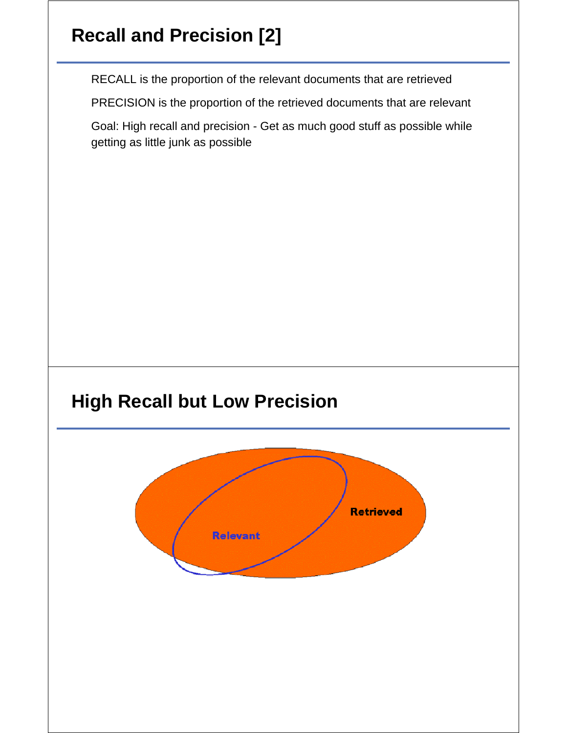# Recall and Precision [2]

RECALL is the proportion of the relevant documents that are retrieved

PRECISION is the proportion of the retrieved documents that are relevant

Goal: High recall and precision - Get as much good stuff as possible while getting as little junk as possible

# High Recall but Low Precision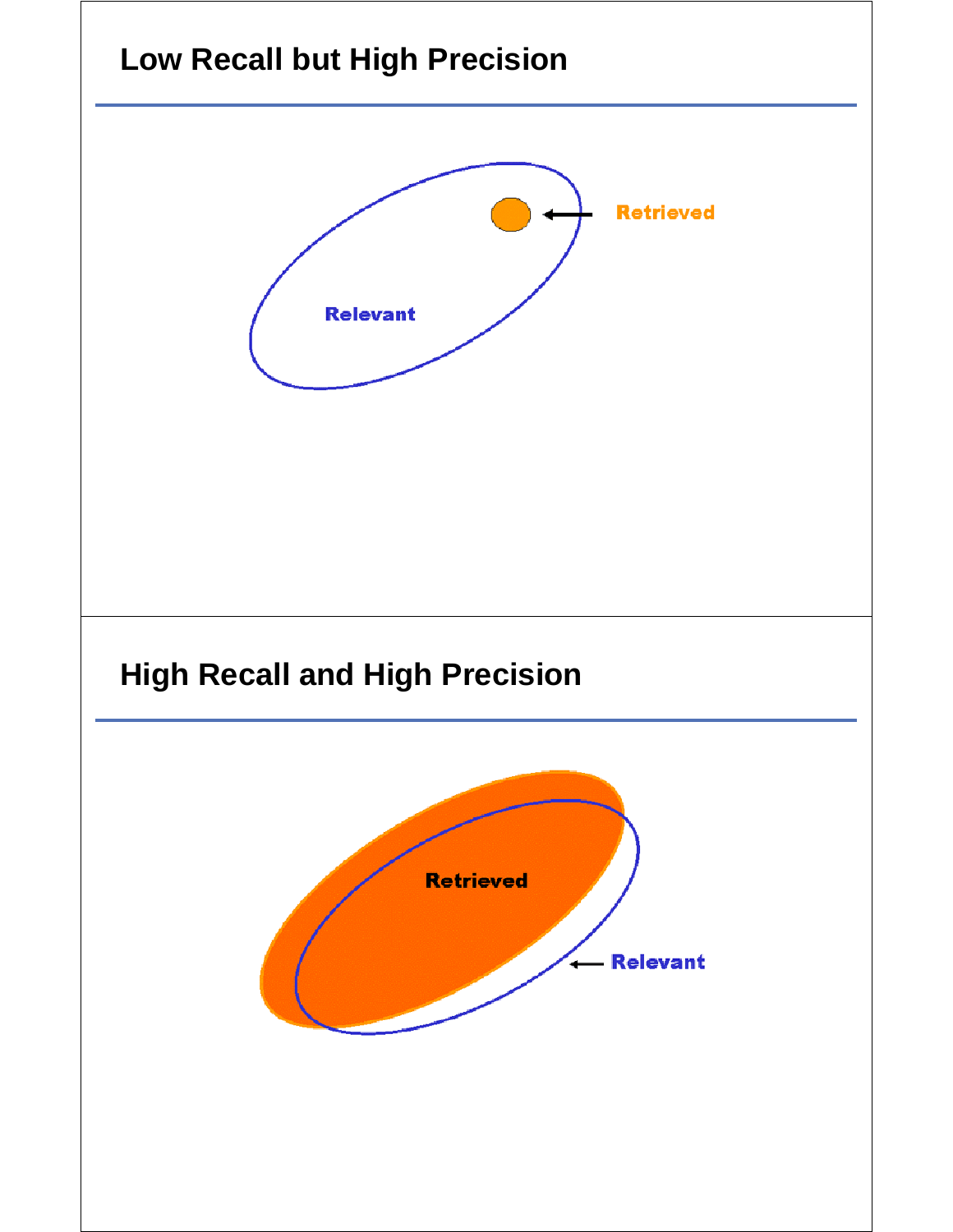## Low Recall but High Precision

Retrieved

Relevant

## High Recall and High Precision

Retrieved

Relevant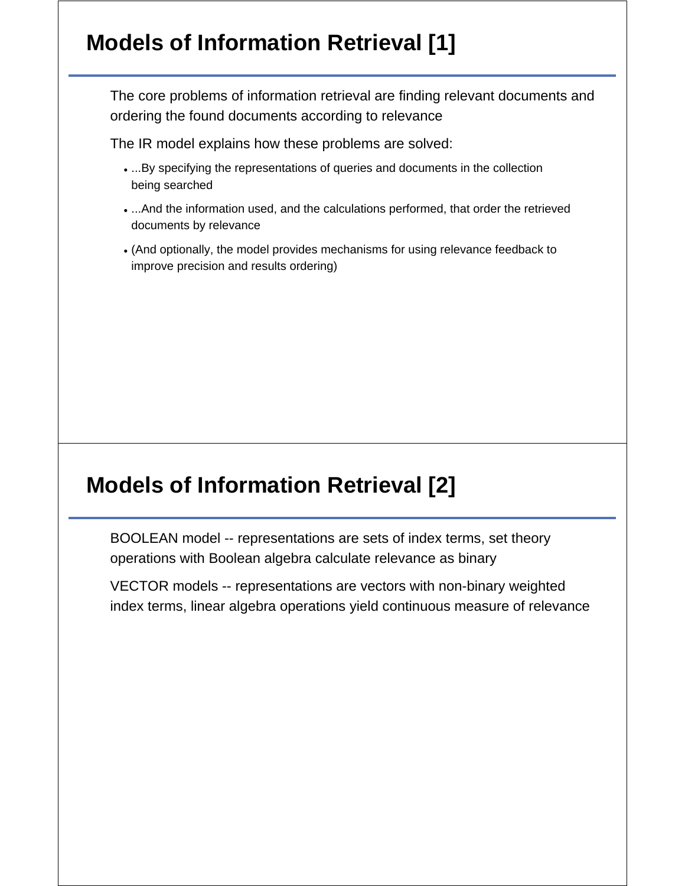## Models of Information Retrieval [1]

The core problems of information retrieval are finding relevant documents and ordering the found documents according to relevance

The IR model explains how these problems are solved:

- ...By specifying the representations of queries and documents in the collection being searched
- ...And the information used, and the calculations performed, that order the retrieved documents by relevance
- (And optionally, the model provides mechanisms for using relevance feedback to improve precision and results ordering)

## Models of Information Retrieval [2]

BOOLEAN model -- representations are sets of index terms, set theory operations with Boolean algebra calculate relevance as binary

VECTOR models -- representations are vectors with non-binary weighted index terms, linear algebra operations yield continuous measure of relevance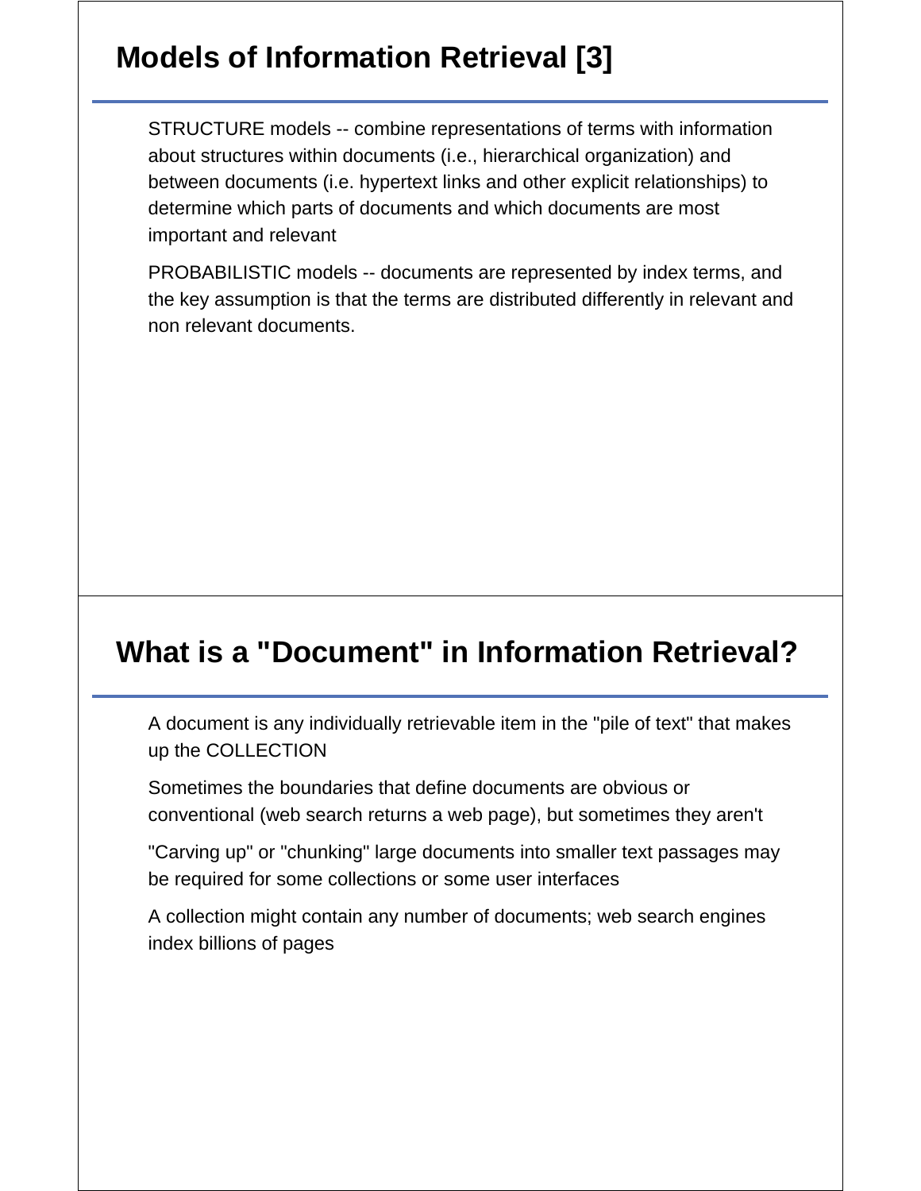## Models of Information Retrieval [3]

STRUCTURE models -- combine representations of terms with information about structures within documents (i.e., hierarchical organization) and between documents (i.e. hypertext links and other explicit relationships) to determine which parts of documents and which documents are most important and relevant

PROBABILISTIC models -- documents are represented by index terms, and the key assumption is that the terms are distributed differently in relevant and non relevant documents.

## What is a "Document" in Information Retrieval?

A document is any individually retrievable item in the "pile of text" that makes up the COLLECTION

Sometimes the boundaries that define documents are obvious or conventional (web search returns a web page), but sometimes they aren't

"Carving up" or "chunking" large documents into smaller text passages may be required for some collections or some user interfaces

A collection might contain any number of documents; web search engines index billions of pages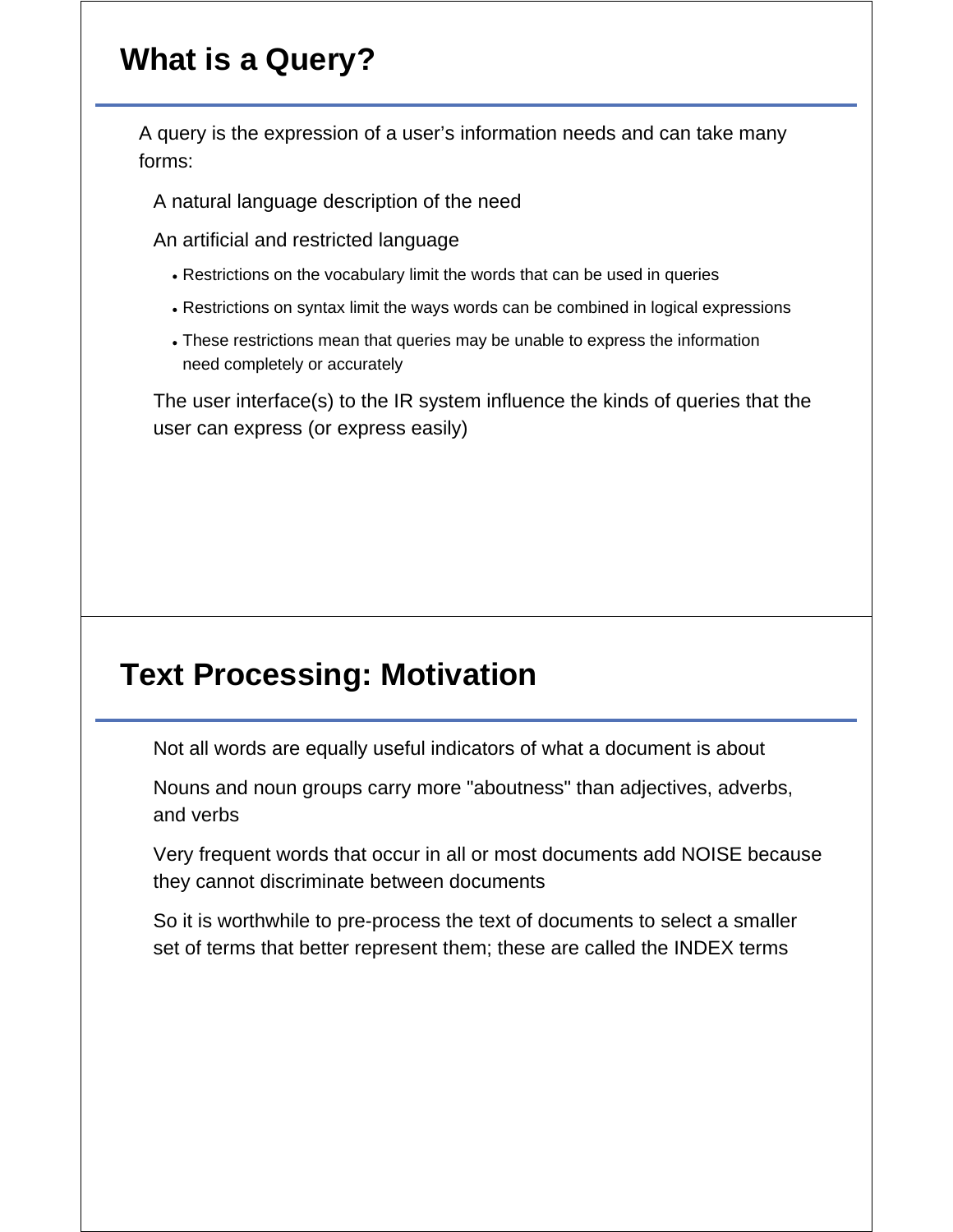## What is a Query?

A query is the expression of a user's information needs and can take many forms:

- A natural language description of the need
- An artificial and restricted language
  - Restrictions on the vocabulary limit the words that can be used in queries
  - Restrictions on syntax limit the ways words can be combined in logical expressions
  - These restrictions mean that queries may be unable to express the information need completely or accurately
- The user interface(s) to the IR system influence the kinds of queries that the user can express (or express easily)

## Text Processing: Motivation

- Not all words are equally useful indicators of what a document is about
- Nouns and noun groups carry more "aboutness" than adjectives, adverbs, and verbs
- Very frequent words that occur in all or most documents add NOISE because they cannot discriminate between documents
- So it is worthwhile to pre-process the text of documents to select a smaller set of terms that better represent them; these are called the INDEX terms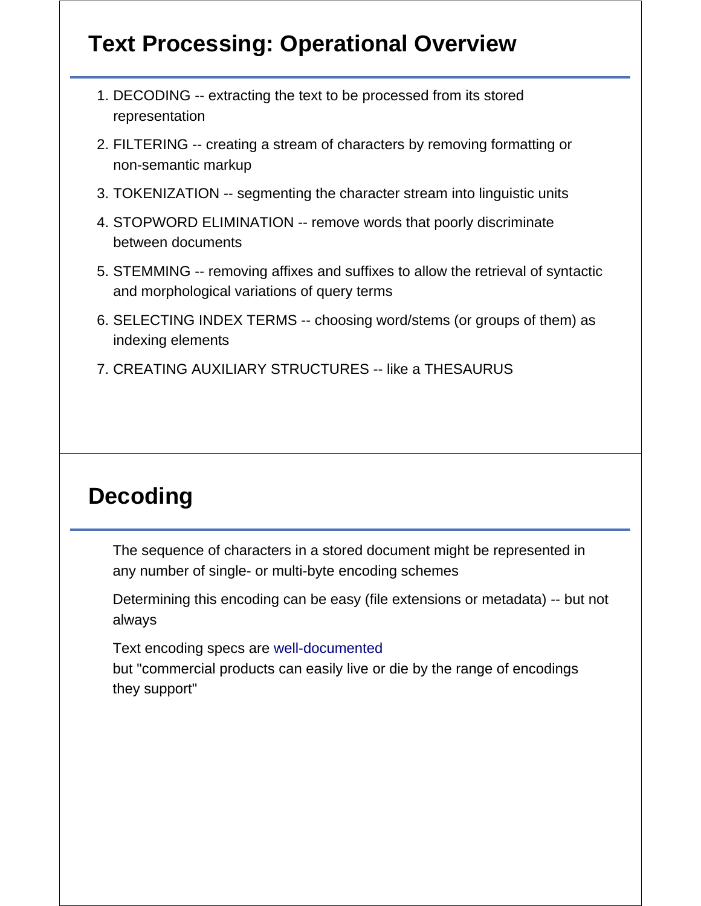## Text Processing: Operational Overview

1. DECODING -- extracting the text to be processed from its stored representation
2. FILTERING -- creating a stream of characters by removing formatting or non-semantic markup
3. TOKENIZATION -- segmenting the character stream into linguistic units
4. STOPWORD ELIMINATION -- remove words that poorly discriminate between documents
5. STEMMING -- removing affixes and suffixes to allow the retrieval of syntactic and morphological variations of query terms
6. SELECTING INDEX TERMS -- choosing word/stems (or groups of them) as indexing elements
7. CREATING AUXILIARY STRUCTURES -- like a THESAURUS

## Decoding

The sequence of characters in a stored document might be represented in any number of single- or multi-byte encoding schemes

Determining this encoding can be easy (file extensions or metadata) -- but not always

Text encoding specs are well-documented
but "commercial products can easily live or die by the range of encodings they support"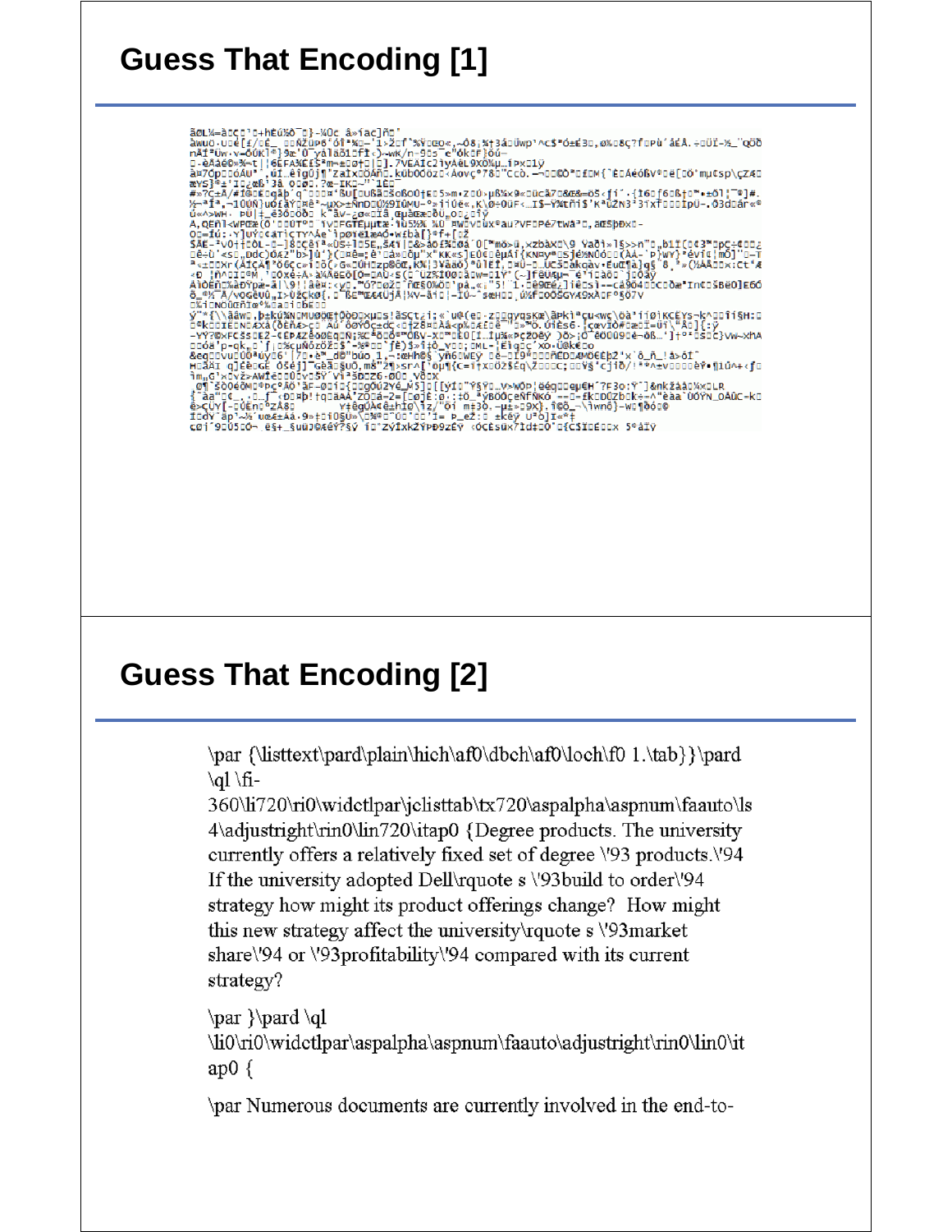## Guess That Encoding [1]

## Guess That Encoding [2]

\par {\listtext\pard\plain\hich\af0\dbch\af0\loch\f0 1.\tab}}\pard \ql \fi-360\li720\ri0\widctlpar\jclisttab\tx720\aspalpha\aspnum\faauto\ls4\adjustright\rin0\lin720\itap0 {Degree products. The university currently offers a relatively fixed set of degree \'93 products.\'94 If the university adopted Dell\rquote s \'93build to order\'94 strategy how might its product offerings change? How might this new strategy affect the university\rquote s \'93market share\'94 or \'93profitability\'94 compared with its current strategy?

\par }\pard \ql \li0\ri0\widctlpar\aspalpha\aspnum\faauto\adjustright\rin0\lin0\itap0 {

\par Numerous documents are currently involved in the end-to-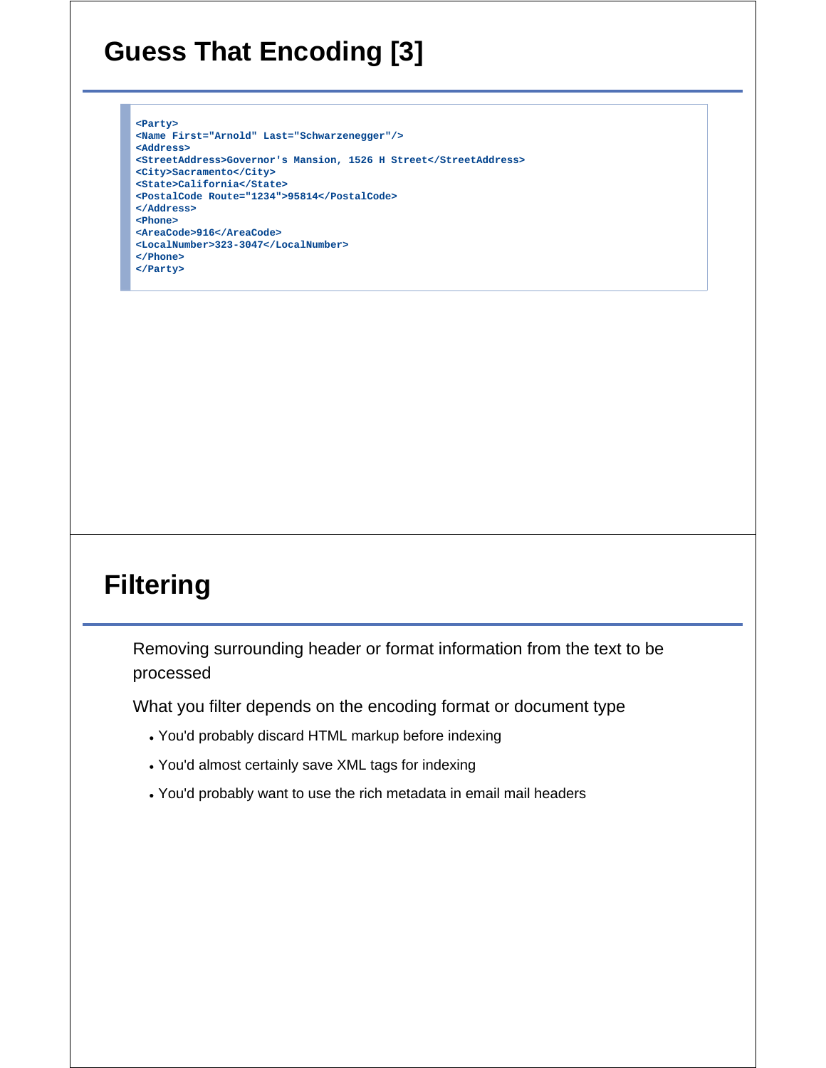# Guess That Encoding [3]

```
<Party>
<Name First="Arnold" Last="Schwarzenegger"/>
<Address>
<StreetAddress>Governor's Mansion, 1526 H Street</StreetAddress>
<City>Sacramento</City>
<State>California</State>
<PostalCode Route="1234">95814</PostalCode>
</Address>
<Phone>
<AreaCode>916</AreaCode>
<LocalNumber>323-3047</LocalNumber>
</Phone>
</Party>
```

# Filtering

Removing surrounding header or format information from the text to be processed

What you filter depends on the encoding format or document type

- You'd probably discard HTML markup before indexing
- You'd almost certainly save XML tags for indexing
- You'd probably want to use the rich metadata in email mail headers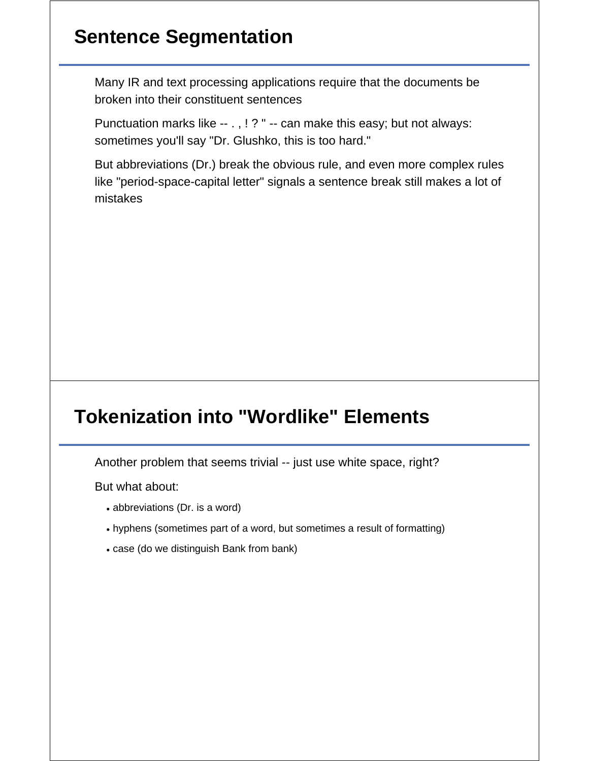## Sentence Segmentation

Many IR and text processing applications require that the documents be broken into their constituent sentences

Punctuation marks like -- . , ! ? " -- can make this easy; but not always: sometimes you'll say "Dr. Glushko, this is too hard."

But abbreviations (Dr.) break the obvious rule, and even more complex rules like "period-space-capital letter" signals a sentence break still makes a lot of mistakes

## Tokenization into "Wordlike" Elements

Another problem that seems trivial -- just use white space, right?

But what about:

- abbreviations (Dr. is a word)
- hyphens (sometimes part of a word, but sometimes a result of formatting)
- case (do we distinguish Bank from bank)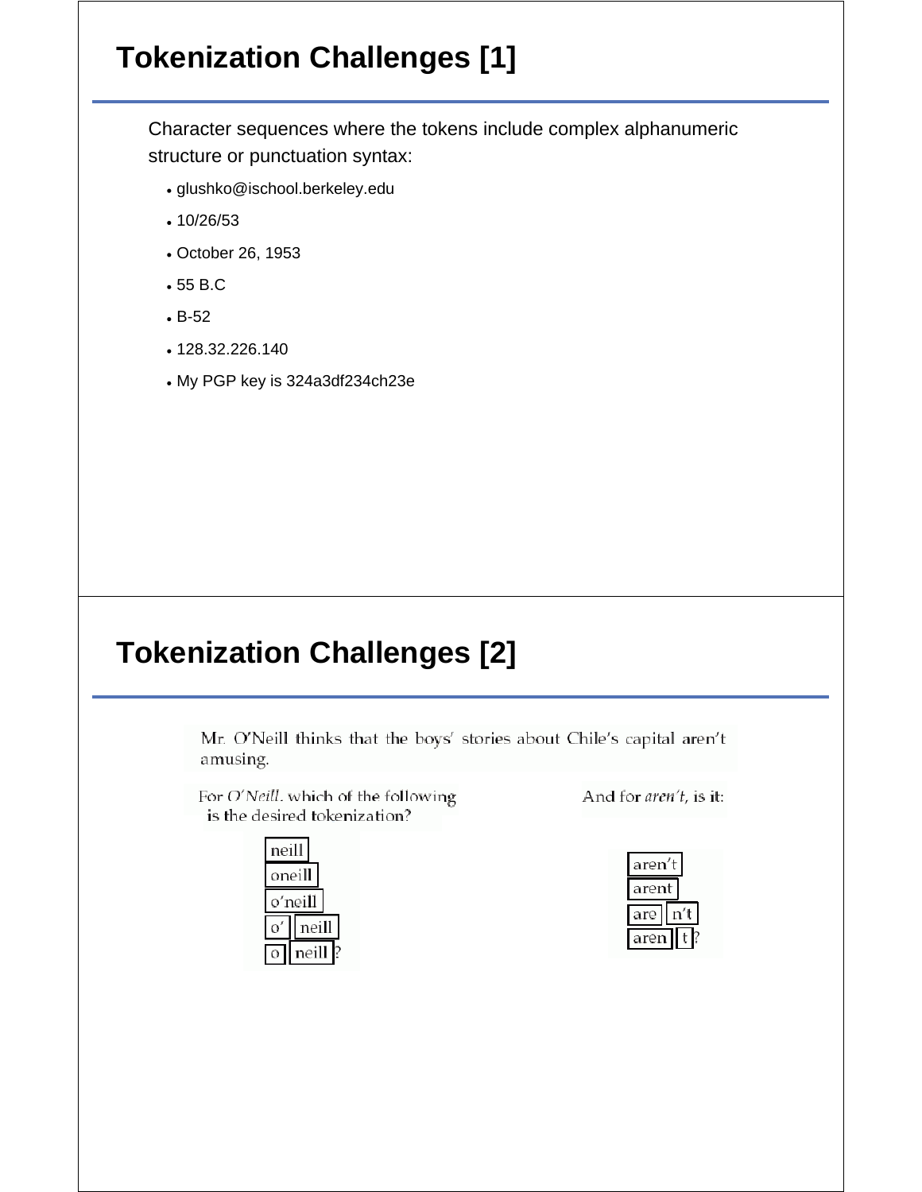# Tokenization Challenges [1]

Character sequences where the tokens include complex alphanumeric structure or punctuation syntax:

- glushko@ischool.berkeley.edu
- 10/26/53
- October 26, 1953
- 55 B.C
- B-52
- 128.32.226.140
- My PGP key is 324a3df234ch23e

# Tokenization Challenges [2]

Mr. O'Neill thinks that the boys' stories about Chile's capital aren't amusing.

For *O'Neill*, which of the following is the desired tokenization?

- neill
- oneill
- o'neill
- o' | neill
- o | neill ?

And for *aren't*, is it:

- aren't
- arent
- are | n't
- aren | t ?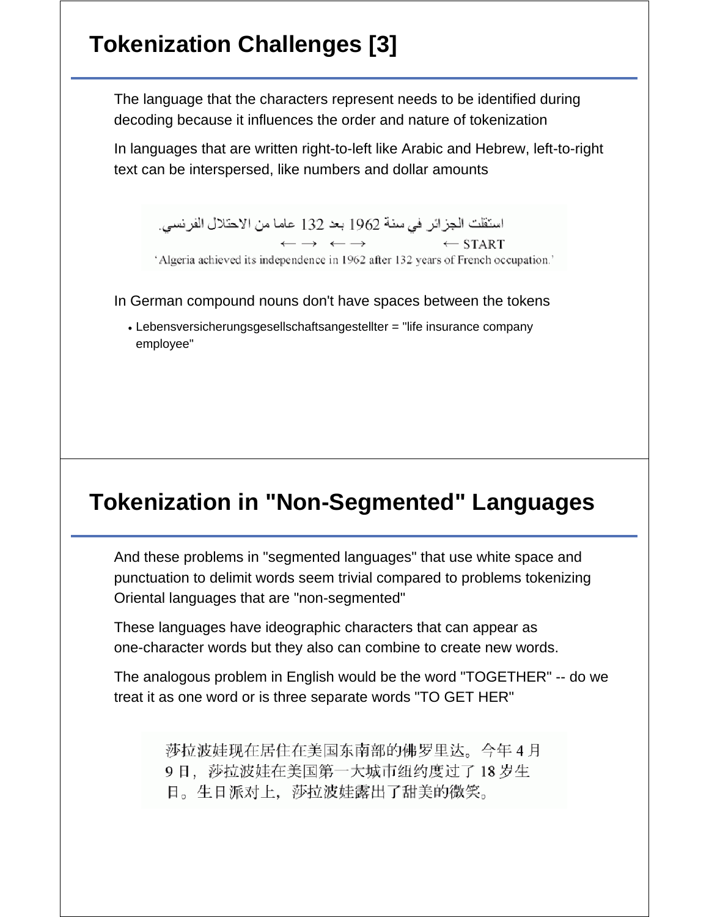## Tokenization Challenges [3]

The language that the characters represent needs to be identified during decoding because it influences the order and nature of tokenization

In languages that are written right-to-left like Arabic and Hebrew, left-to-right text can be interspersed, like numbers and dollar amounts

استقلت الجزائر في سنة 1962 بعد 132 عاما من الاحتلال الفرنسي.

← → ← → ← START

'Algeria achieved its independence in 1962 after 132 years of French occupation.'

In German compound nouns don't have spaces between the tokens

- Lebensversicherungsgesellschaftsangestellter = "life insurance company employee"

## Tokenization in "Non-Segmented" Languages

And these problems in "segmented languages" that use white space and punctuation to delimit words seem trivial compared to problems tokenizing Oriental languages that are "non-segmented"

These languages have ideographic characters that can appear as one-character words but they also can combine to create new words.

The analogous problem in English would be the word "TOGETHER" -- do we treat it as one word or is three separate words "TO GET HER"

莎拉波娃现在居住在美国东南部的佛罗里达。今年 4 月 9 日，莎拉波娃在美国第一大城市纽约度过了 18 岁生日。生日派对上，莎拉波娃露出了甜美的微笑。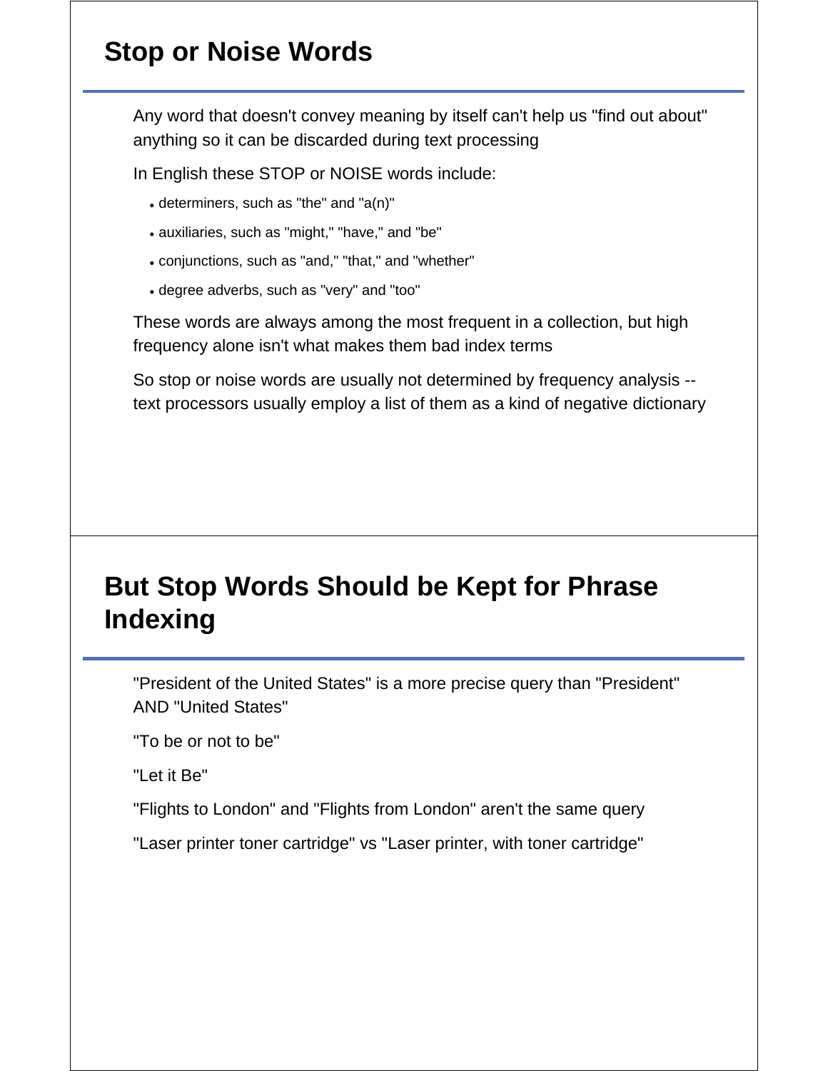## Stop or Noise Words

Any word that doesn't convey meaning by itself can't help us "find out about" anything so it can be discarded during text processing

In English these STOP or NOISE words include:

- determiners, such as "the" and "a(n)"
- auxiliaries, such as "might," "have," and "be"
- conjunctions, such as "and," "that," and "whether"
- degree adverbs, such as "very" and "too"

These words are always among the most frequent in a collection, but high frequency alone isn't what makes them bad index terms

So stop or noise words are usually not determined by frequency analysis -- text processors usually employ a list of them as a kind of negative dictionary

## But Stop Words Should be Kept for Phrase Indexing

"President of the United States" is a more precise query than "President" AND "United States"

"To be or not to be"

"Let it Be"

"Flights to London" and "Flights from London" aren't the same query

"Laser printer toner cartridge" vs "Laser printer, with toner cartridge"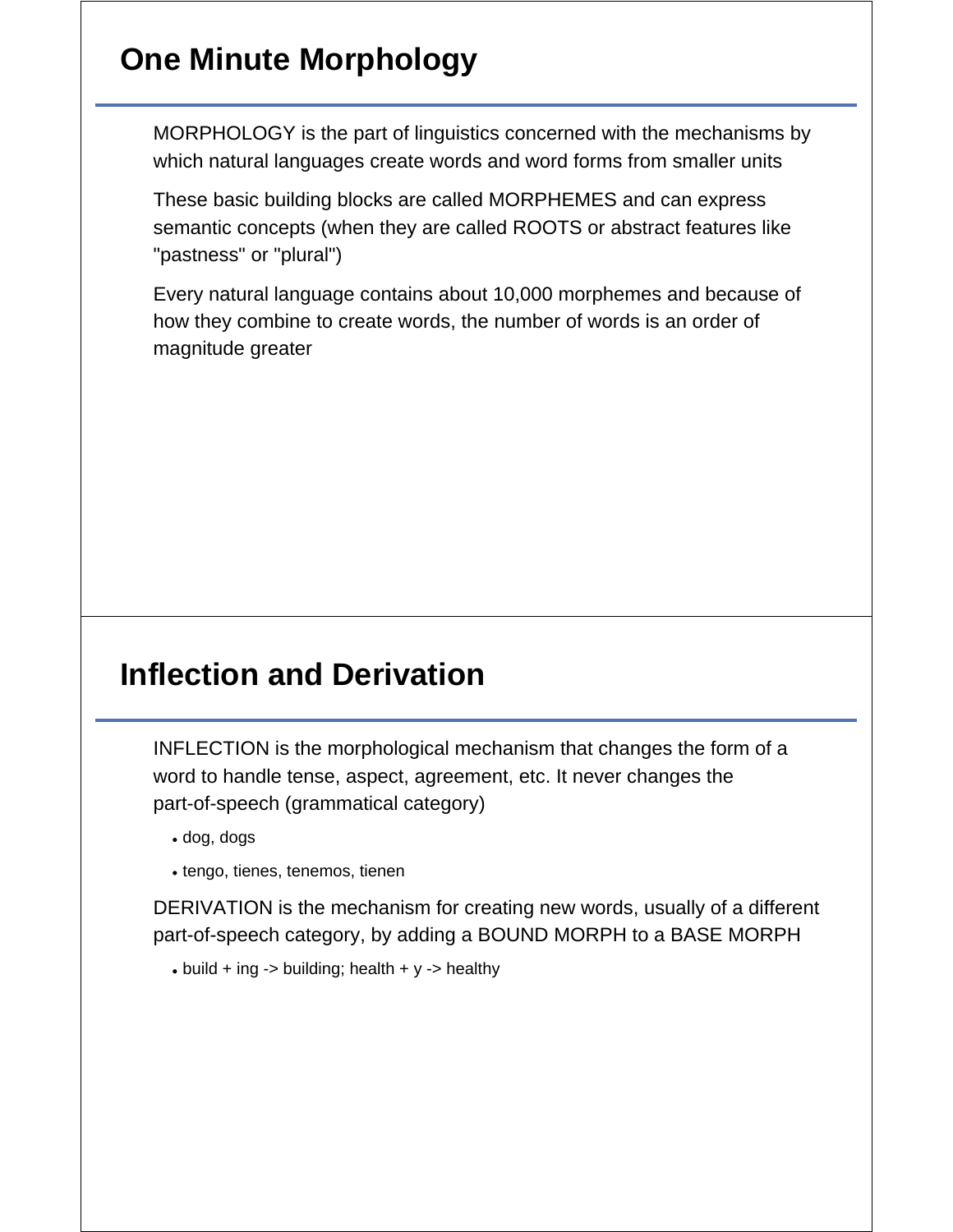# One Minute Morphology

MORPHOLOGY is the part of linguistics concerned with the mechanisms by which natural languages create words and word forms from smaller units

These basic building blocks are called MORPHEMES and can express semantic concepts (when they are called ROOTS or abstract features like "pastness" or "plural")

Every natural language contains about 10,000 morphemes and because of how they combine to create words, the number of words is an order of magnitude greater

# Inflection and Derivation

INFLECTION is the morphological mechanism that changes the form of a word to handle tense, aspect, agreement, etc. It never changes the part-of-speech (grammatical category)

- dog, dogs
- tengo, tienes, tenemos, tienen

DERIVATION is the mechanism for creating new words, usually of a different part-of-speech category, by adding a BOUND MORPH to a BASE MORPH

- build + ing -> building; health + y -> healthy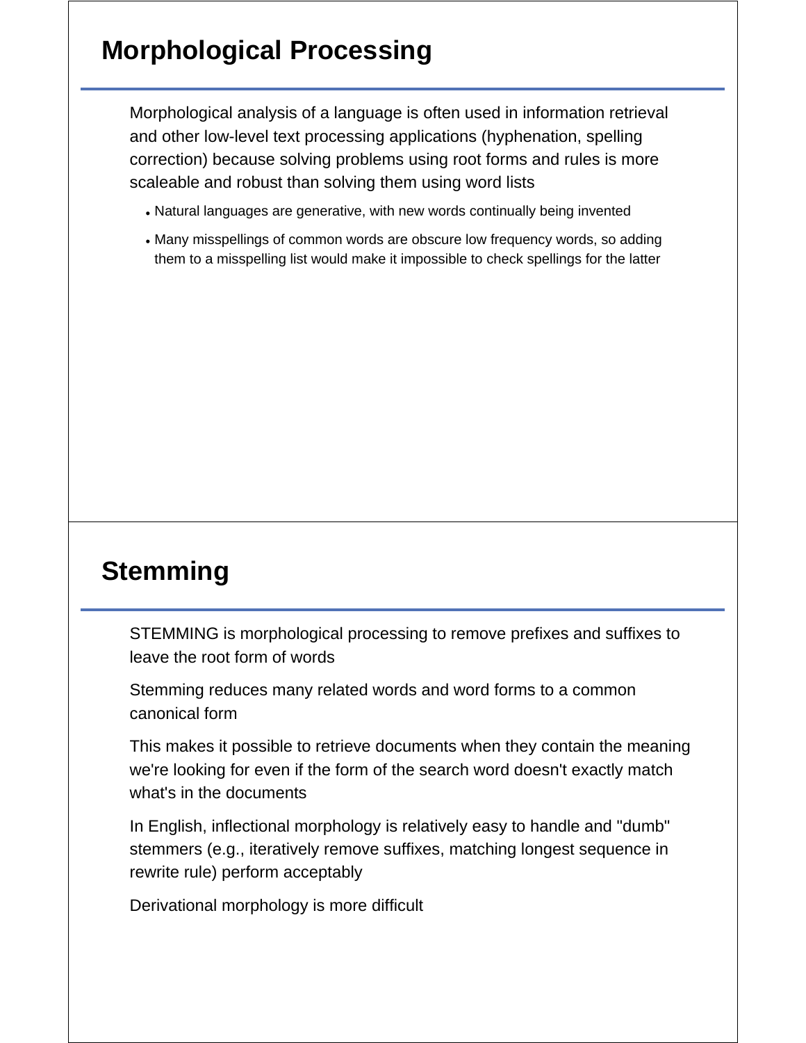## Morphological Processing

Morphological analysis of a language is often used in information retrieval and other low-level text processing applications (hyphenation, spelling correction) because solving problems using root forms and rules is more scaleable and robust than solving them using word lists

- Natural languages are generative, with new words continually being invented
- Many misspellings of common words are obscure low frequency words, so adding them to a misspelling list would make it impossible to check spellings for the latter

## Stemming

STEMMING is morphological processing to remove prefixes and suffixes to leave the root form of words

Stemming reduces many related words and word forms to a common canonical form

This makes it possible to retrieve documents when they contain the meaning we're looking for even if the form of the search word doesn't exactly match what's in the documents

In English, inflectional morphology is relatively easy to handle and "dumb" stemmers (e.g., iteratively remove suffixes, matching longest sequence in rewrite rule) perform acceptably

Derivational morphology is more difficult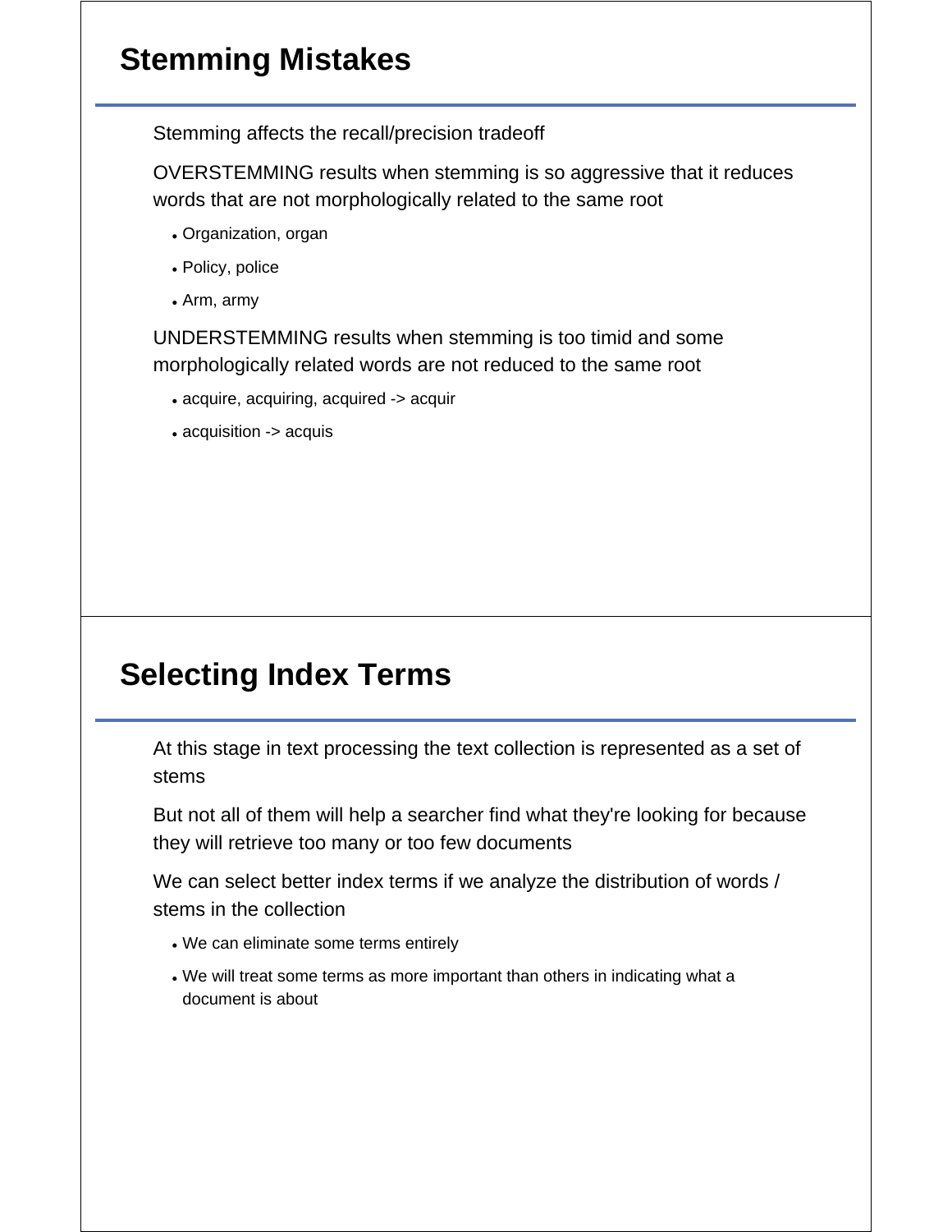## Stemming Mistakes

Stemming affects the recall/precision tradeoff

OVERSTEMMING results when stemming is so aggressive that it reduces words that are not morphologically related to the same root

- Organization, organ
- Policy, police
- Arm, army

UNDERSTEMMING results when stemming is too timid and some morphologically related words are not reduced to the same root

- acquire, acquiring, acquired -> acquir
- acquisition -> acquis

## Selecting Index Terms

At this stage in text processing the text collection is represented as a set of stems

But not all of them will help a searcher find what they're looking for because they will retrieve too many or too few documents

We can select better index terms if we analyze the distribution of words / stems in the collection

- We can eliminate some terms entirely
- We will treat some terms as more important than others in indicating what a document is about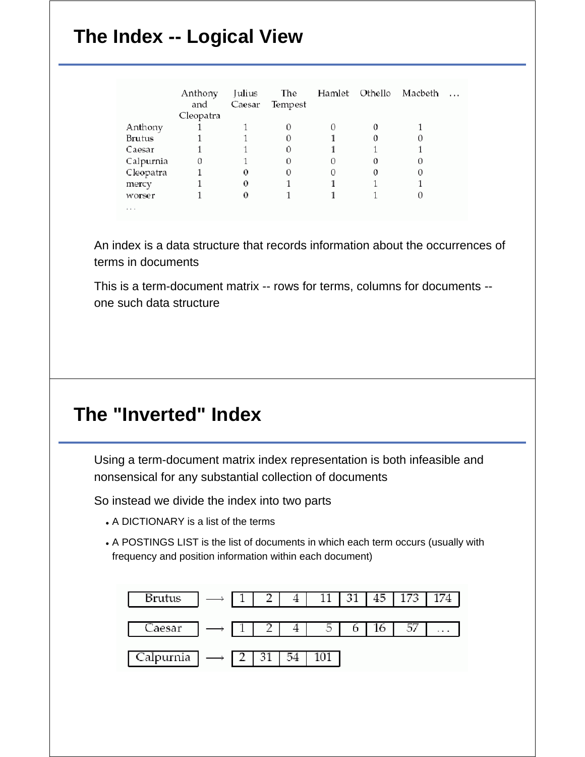# The Index -- Logical View

| | Anthony and Cleopatra | Julius Caesar | The Tempest | Hamlet | Othello | Macbeth | ... |
|---|---|---|---|---|---|---|---|
| Anthony | 1 | 1 | 0 | 0 | 0 | 1 | |
| Brutus | 1 | 1 | 0 | 1 | 0 | 0 | |
| Caesar | 1 | 1 | 0 | 1 | 1 | 1 | |
| Calpurnia | 0 | 1 | 0 | 0 | 0 | 0 | |
| Cleopatra | 1 | 0 | 0 | 0 | 0 | 0 | |
| mercy | 1 | 0 | 1 | 1 | 1 | 1 | |
| worser | 1 | 0 | 1 | 1 | 1 | 0 | |
| ... | | | | | | | |

An index is a data structure that records information about the occurrences of terms in documents

This is a term-document matrix -- rows for terms, columns for documents -- one such data structure

# The "Inverted" Index

Using a term-document matrix index representation is both infeasible and nonsensical for any substantial collection of documents

So instead we divide the index into two parts

- A DICTIONARY is a list of the terms
- A POSTINGS LIST is the list of documents in which each term occurs (usually with frequency and position information within each document)

| Term | | Postings | | | | | | | |
|---|---|---|---|---|---|---|---|---|---|
| Brutus | → | 1 | 2 | 4 | 11 | 31 | 45 | 173 | 174 |
| Caesar | → | 1 | 2 | 4 | 5 | 6 | 16 | 57 | ... |
| Calpurnia | → | 2 | 31 | 54 | 101 | | | | |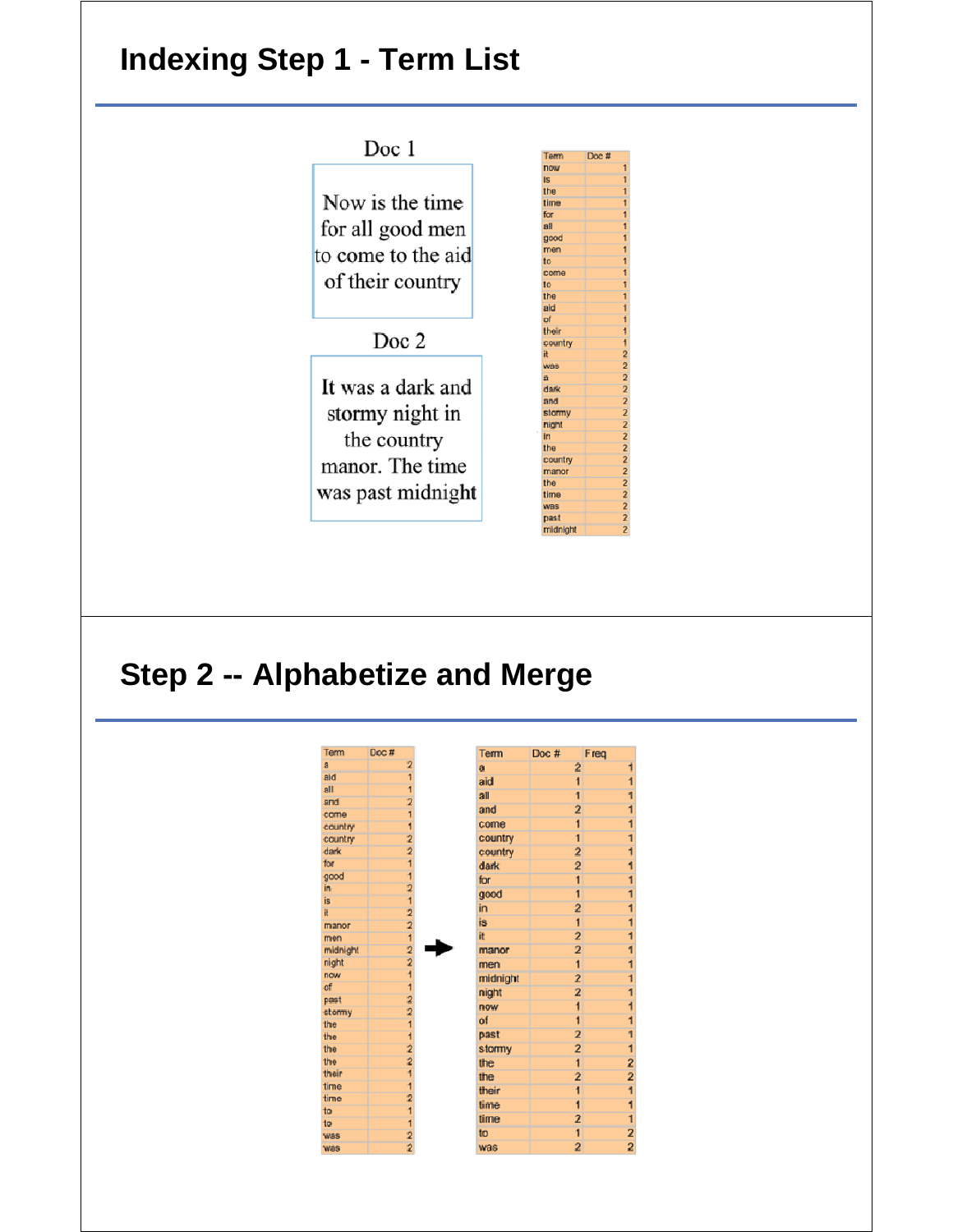## Indexing Step 1 - Term List

**Doc 1**

Now is the time for all good men to come to the aid of their country

**Doc 2**

It was a dark and stormy night in the country manor. The time was past midnight

| Term | Doc # |
|---|---|
| now | 1 |
| is | 1 |
| the | 1 |
| time | 1 |
| for | 1 |
| all | 1 |
| good | 1 |
| men | 1 |
| to | 1 |
| come | 1 |
| to | 1 |
| the | 1 |
| aid | 1 |
| of | 1 |
| their | 1 |
| country | 1 |
| it | 2 |
| was | 2 |
| a | 2 |
| dark | 2 |
| and | 2 |
| stormy | 2 |
| night | 2 |
| in | 2 |
| the | 2 |
| country | 2 |
| manor | 2 |
| the | 2 |
| time | 2 |
| was | 2 |
| past | 2 |
| midnight | 2 |

## Step 2 -- Alphabetize and Merge

| Term | Doc # |
|---|---|
| a | 2 |
| aid | 1 |
| all | 1 |
| and | 2 |
| come | 1 |
| country | 1 |
| country | 2 |
| dark | 2 |
| for | 1 |
| good | 1 |
| in | 2 |
| is | 1 |
| it | 2 |
| manor | 2 |
| men | 1 |
| midnight | 2 |
| night | 2 |
| now | 1 |
| of | 1 |
| past | 2 |
| stormy | 2 |
| the | 1 |
| the | 1 |
| the | 2 |
| the | 2 |
| their | 1 |
| time | 1 |
| time | 2 |
| to | 1 |
| to | 1 |
| was | 2 |
| was | 2 |

➔

| Term | Doc # | Freq |
|---|---|---|
| a | 2 | 1 |
| aid | 1 | 1 |
| all | 1 | 1 |
| and | 2 | 1 |
| come | 1 | 1 |
| country | 1 | 1 |
| country | 2 | 1 |
| dark | 2 | 1 |
| for | 1 | 1 |
| good | 1 | 1 |
| in | 2 | 1 |
| is | 1 | 1 |
| it | 2 | 1 |
| manor | 2 | 1 |
| men | 1 | 1 |
| midnight | 2 | 1 |
| night | 2 | 1 |
| now | 1 | 1 |
| of | 1 | 1 |
| past | 2 | 1 |
| stormy | 2 | 1 |
| the | 1 | 2 |
| the | 2 | 2 |
| their | 1 | 1 |
| time | 1 | 1 |
| time | 2 | 1 |
| to | 1 | 2 |
| was | 2 | 2 |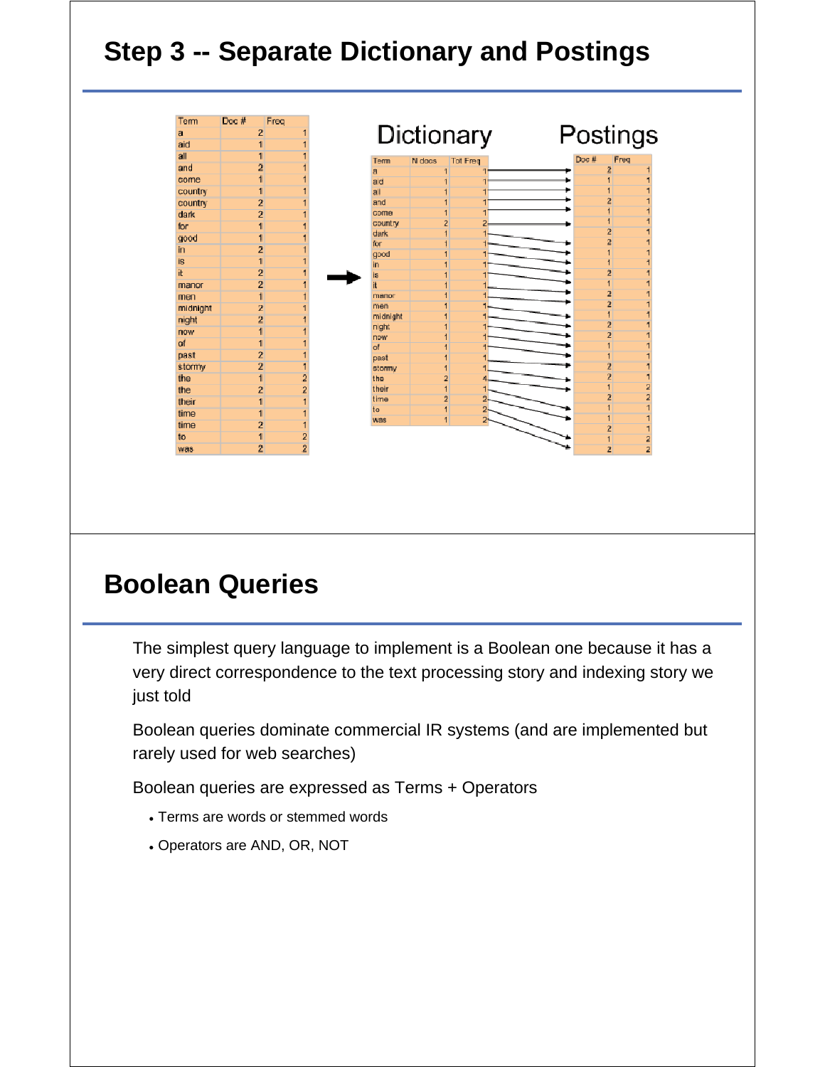## Step 3 -- Separate Dictionary and Postings

| Term | Doc # | Freq |
|---|---|---|
| a | 2 | 1 |
| aid | 1 | 1 |
| all | 1 | 1 |
| and | 2 | 1 |
| come | 1 | 1 |
| country | 1 | 1 |
| country | 2 | 1 |
| dark | 2 | 1 |
| for | 1 | 1 |
| good | 1 | 1 |
| in | 2 | 1 |
| is | 1 | 1 |
| it | 2 | 1 |
| manor | 2 | 1 |
| men | 1 | 1 |
| midnight | 2 | 1 |
| night | 2 | 1 |
| now | 1 | 1 |
| of | 1 | 1 |
| past | 2 | 1 |
| stormy | 2 | 1 |
| the | 1 | 2 |
| the | 2 | 2 |
| their | 1 | 1 |
| time | 1 | 1 |
| time | 2 | 1 |
| to | 1 | 2 |
| was | 2 | 2 |

→

**Dictionary**

| Term | N docs | Tot Freq |
|---|---|---|
| a | 1 | 1 |
| aid | 1 | 1 |
| all | 1 | 1 |
| and | 1 | 1 |
| come | 1 | 1 |
| country | 2 | 2 |
| dark | 1 | 1 |
| for | 1 | 1 |
| good | 1 | 1 |
| in | 1 | 1 |
| is | 1 | 1 |
| it | 1 | 1 |
| manor | 1 | 1 |
| men | 1 | 1 |
| midnight | 1 | 1 |
| night | 1 | 1 |
| now | 1 | 1 |
| of | 1 | 1 |
| past | 1 | 1 |
| stormy | 1 | 1 |
| the | 2 | 4 |
| their | 1 | 1 |
| time | 2 | 2 |
| to | 1 | 2 |
| was | 1 | 2 |

**Postings**

| Doc # | Freq |
|---|---|
| 2 | 1 |
| 1 | 1 |
| 1 | 1 |
| 2 | 1 |
| 1 | 1 |
| 1 | 1 |
| 2 | 1 |
| 2 | 1 |
| 1 | 1 |
| 1 | 1 |
| 2 | 1 |
| 1 | 1 |
| 2 | 1 |
| 2 | 1 |
| 1 | 1 |
| 2 | 1 |
| 2 | 1 |
| 1 | 1 |
| 1 | 1 |
| 2 | 1 |
| 2 | 1 |
| 1 | 2 |
| 2 | 2 |
| 1 | 1 |
| 1 | 1 |
| 2 | 1 |
| 1 | 2 |
| 2 | 2 |

## Boolean Queries

The simplest query language to implement is a Boolean one because it has a very direct correspondence to the text processing story and indexing story we just told

Boolean queries dominate commercial IR systems (and are implemented but rarely used for web searches)

Boolean queries are expressed as Terms + Operators

- Terms are words or stemmed words
- Operators are AND, OR, NOT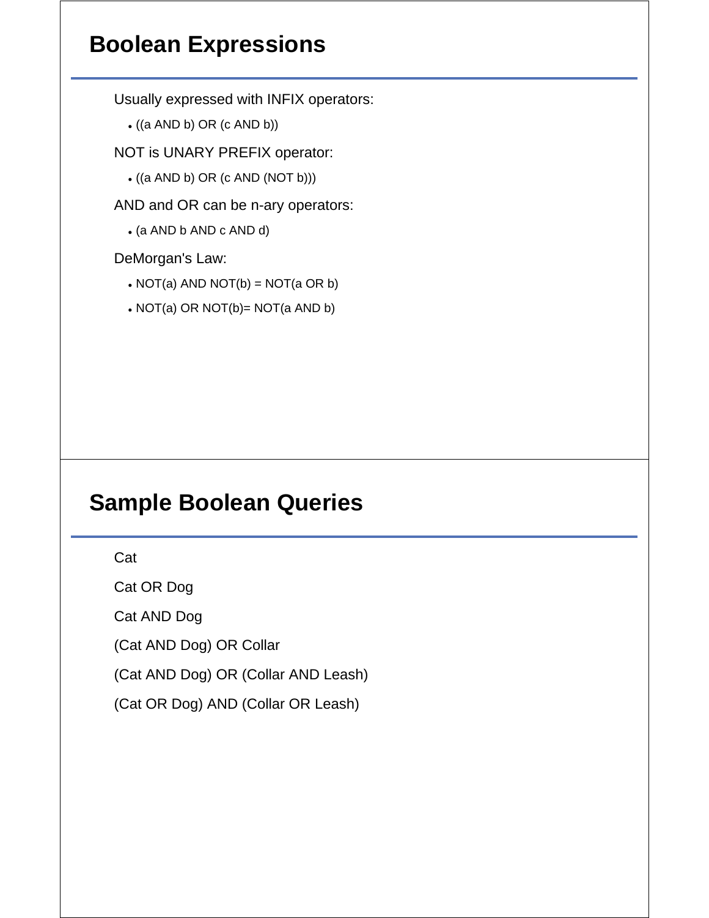## Boolean Expressions

Usually expressed with INFIX operators:

- ((a AND b) OR (c AND b))

NOT is UNARY PREFIX operator:

- ((a AND b) OR (c AND (NOT b)))

AND and OR can be n-ary operators:

- (a AND b AND c AND d)

DeMorgan's Law:

- NOT(a) AND NOT(b) = NOT(a OR b)
- NOT(a) OR NOT(b)= NOT(a AND b)

## Sample Boolean Queries

Cat

Cat OR Dog

Cat AND Dog

(Cat AND Dog) OR Collar

(Cat AND Dog) OR (Collar AND Leash)

(Cat OR Dog) AND (Collar OR Leash)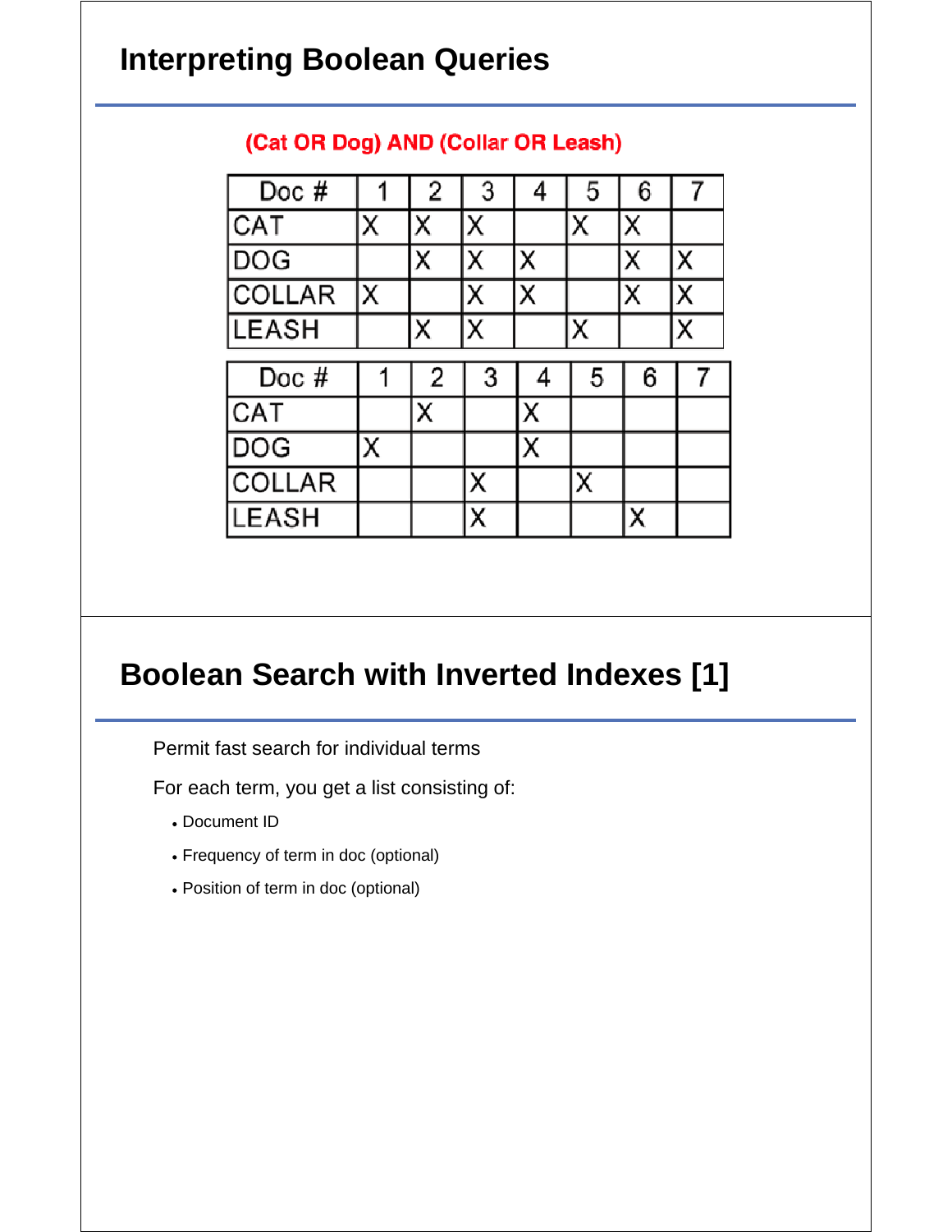## Interpreting Boolean Queries

**(Cat OR Dog) AND (Collar OR Leash)**

| Doc # | 1 | 2 | 3 | 4 | 5 | 6 | 7 |
|---|---|---|---|---|---|---|---|
| CAT | X | X | X | | X | X | |
| DOG | | X | X | X | | X | X |
| COLLAR | X | | X | X | | X | X |
| LEASH | | X | X | | X | | X |

| Doc # | 1 | 2 | 3 | 4 | 5 | 6 | 7 |
|---|---|---|---|---|---|---|---|
| CAT | | X | | X | | | |
| DOG | X | | | X | | | |
| COLLAR | | | X | | X | | |
| LEASH | | | X | | | X | |

## Boolean Search with Inverted Indexes [1]

Permit fast search for individual terms

For each term, you get a list consisting of:

- Document ID
- Frequency of term in doc (optional)
- Position of term in doc (optional)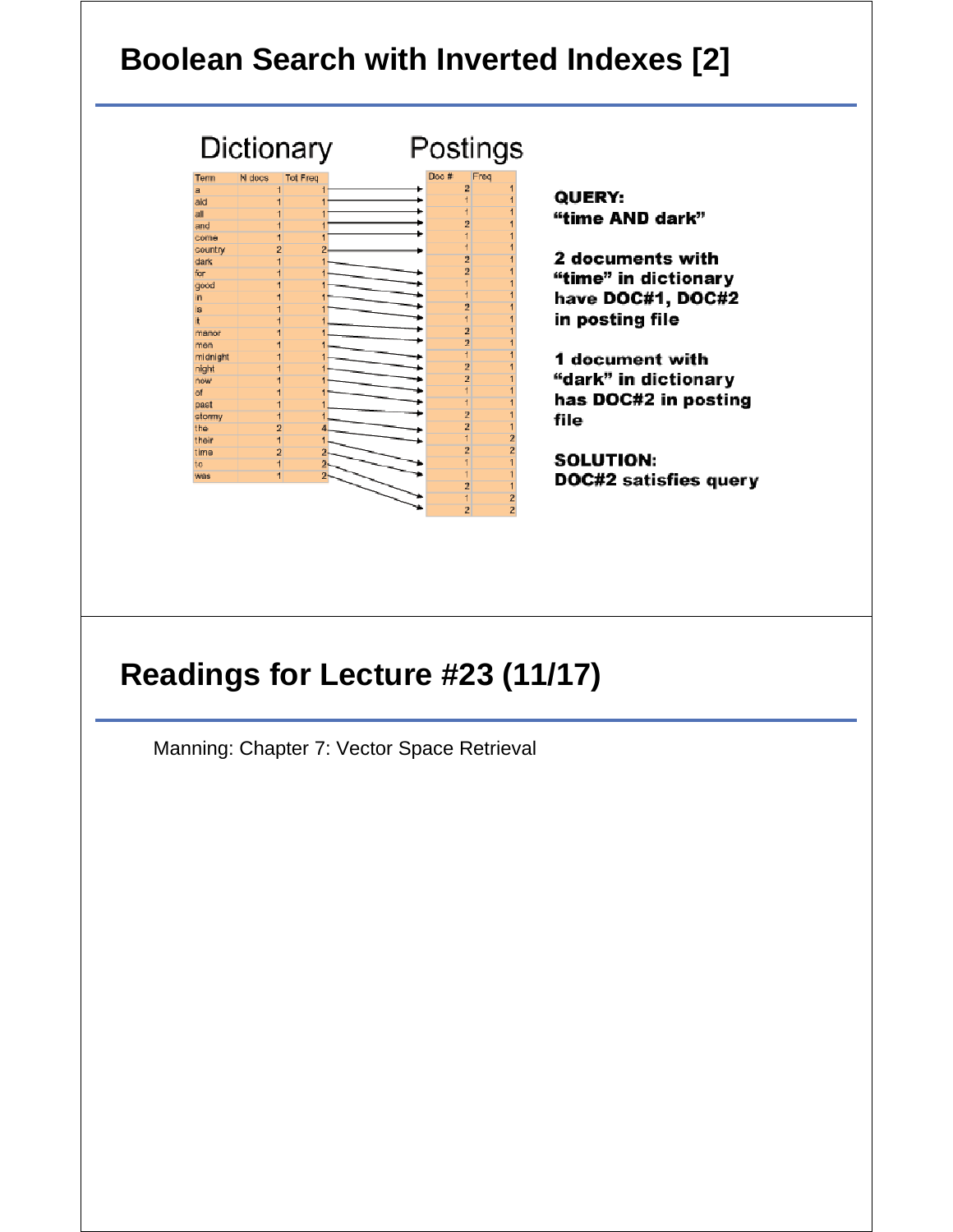# Boolean Search with Inverted Indexes [2]

Dictionary

| Term | N docs | Tot Freq |
|---|---|---|
| a | 1 | 1 |
| aid | 1 | 1 |
| all | 1 | 1 |
| and | 1 | 1 |
| come | 1 | 1 |
| country | 2 | 2 |
| dark | 1 | 1 |
| for | 1 | 1 |
| good | 1 | 1 |
| in | 1 | 1 |
| is | 1 | 1 |
| it | 1 | 1 |
| manor | 1 | 1 |
| men | 1 | 1 |
| midnight | 1 | 1 |
| night | 1 | 1 |
| now | 1 | 1 |
| of | 1 | 1 |
| past | 1 | 1 |
| stormy | 1 | 1 |
| the | 2 | 4 |
| their | 1 | 1 |
| time | 2 | 2 |
| to | 1 | 2 |
| was | 1 | 2 |

Postings

| Doc # | Freq |
|---|---|
| 2 | 1 |
| 1 | 1 |
| 1 | 1 |
| 2 | 1 |
| 1 | 1 |
| 1 | 1 |
| 2 | 1 |
| 2 | 1 |
| 1 | 1 |
| 1 | 1 |
| 2 | 1 |
| 1 | 1 |
| 2 | 1 |
| 2 | 1 |
| 1 | 1 |
| 2 | 1 |
| 2 | 1 |
| 1 | 1 |
| 1 | 1 |
| 2 | 1 |
| 2 | 1 |
| 1 | 2 |
| 2 | 2 |
| 1 | 1 |
| 1 | 1 |
| 2 | 1 |
| 1 | 2 |
| 2 | 2 |

**QUERY:**
**"time AND dark"**

**2 documents with "time" in dictionary have DOC#1, DOC#2 in posting file**

**1 document with "dark" in dictionary has DOC#2 in posting file**

**SOLUTION:**
**DOC#2 satisfies query**

# Readings for Lecture #23 (11/17)

Manning: Chapter 7: Vector Space Retrieval